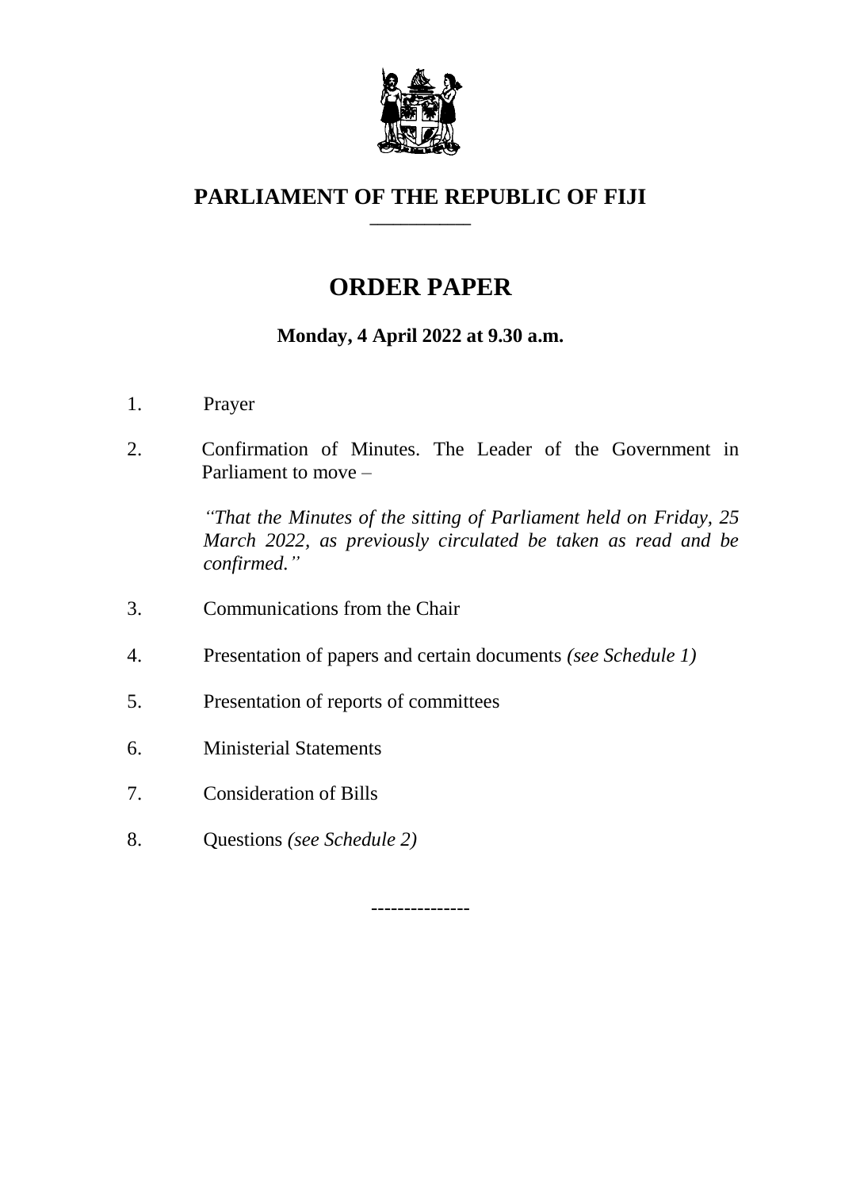# PARLIAMENT OF THE REPUBLIC OF FIJI

---

## ORDER PAPER

**Monday, 4 April 2022 at 9.30 a.m.**

1. Prayer

2. Confirmation of Minutes. The Leader of the Government in Parliament to move –

   *''That the Minutes of the sitting of Parliament held on Friday, 25 March 2022, as previously circulated be taken as read and be confirmed.''*

3. Communications from the Chair

4. Presentation of papers and certain documents *(see Schedule 1)*

5. Presentation of reports of committees

6. Ministerial Statements

7. Consideration of Bills

8. Questions *(see Schedule 2)*

---------------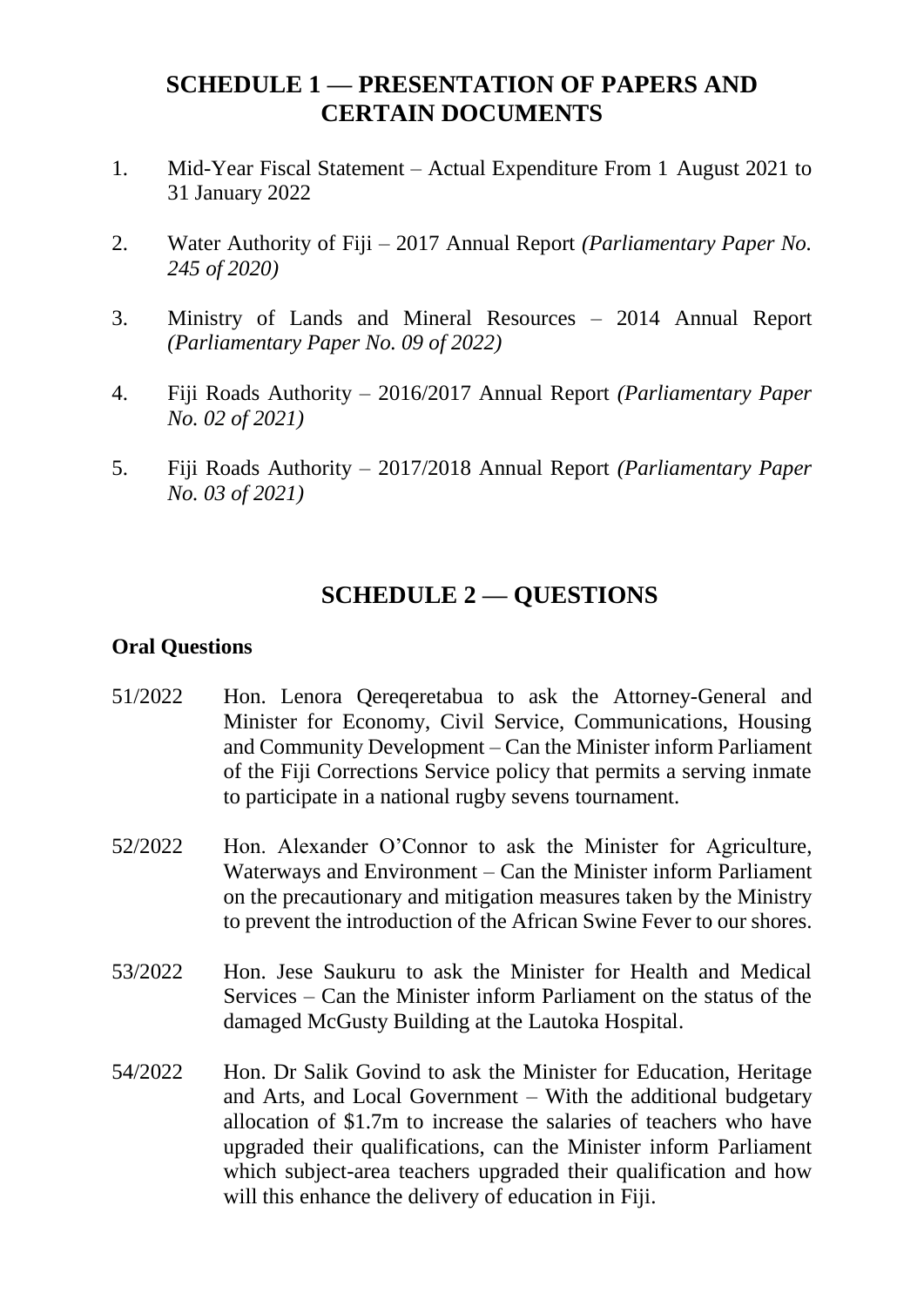## SCHEDULE 1 — PRESENTATION OF PAPERS AND CERTAIN DOCUMENTS

1. Mid-Year Fiscal Statement – Actual Expenditure From 1 August 2021 to 31 January 2022

2. Water Authority of Fiji – 2017 Annual Report *(Parliamentary Paper No. 245 of 2020)*

3. Ministry of Lands and Mineral Resources – 2014 Annual Report *(Parliamentary Paper No. 09 of 2022)*

4. Fiji Roads Authority – 2016/2017 Annual Report *(Parliamentary Paper No. 02 of 2021)*

5. Fiji Roads Authority – 2017/2018 Annual Report *(Parliamentary Paper No. 03 of 2021)*

## SCHEDULE 2 — QUESTIONS

**Oral Questions**

51/2022 Hon. Lenora Qereqeretabua to ask the Attorney-General and Minister for Economy, Civil Service, Communications, Housing and Community Development – Can the Minister inform Parliament of the Fiji Corrections Service policy that permits a serving inmate to participate in a national rugby sevens tournament.

52/2022 Hon. Alexander O'Connor to ask the Minister for Agriculture, Waterways and Environment – Can the Minister inform Parliament on the precautionary and mitigation measures taken by the Ministry to prevent the introduction of the African Swine Fever to our shores.

53/2022 Hon. Jese Saukuru to ask the Minister for Health and Medical Services – Can the Minister inform Parliament on the status of the damaged McGusty Building at the Lautoka Hospital.

54/2022 Hon. Dr Salik Govind to ask the Minister for Education, Heritage and Arts, and Local Government – With the additional budgetary allocation of $1.7m to increase the salaries of teachers who have upgraded their qualifications, can the Minister inform Parliament which subject-area teachers upgraded their qualification and how will this enhance the delivery of education in Fiji.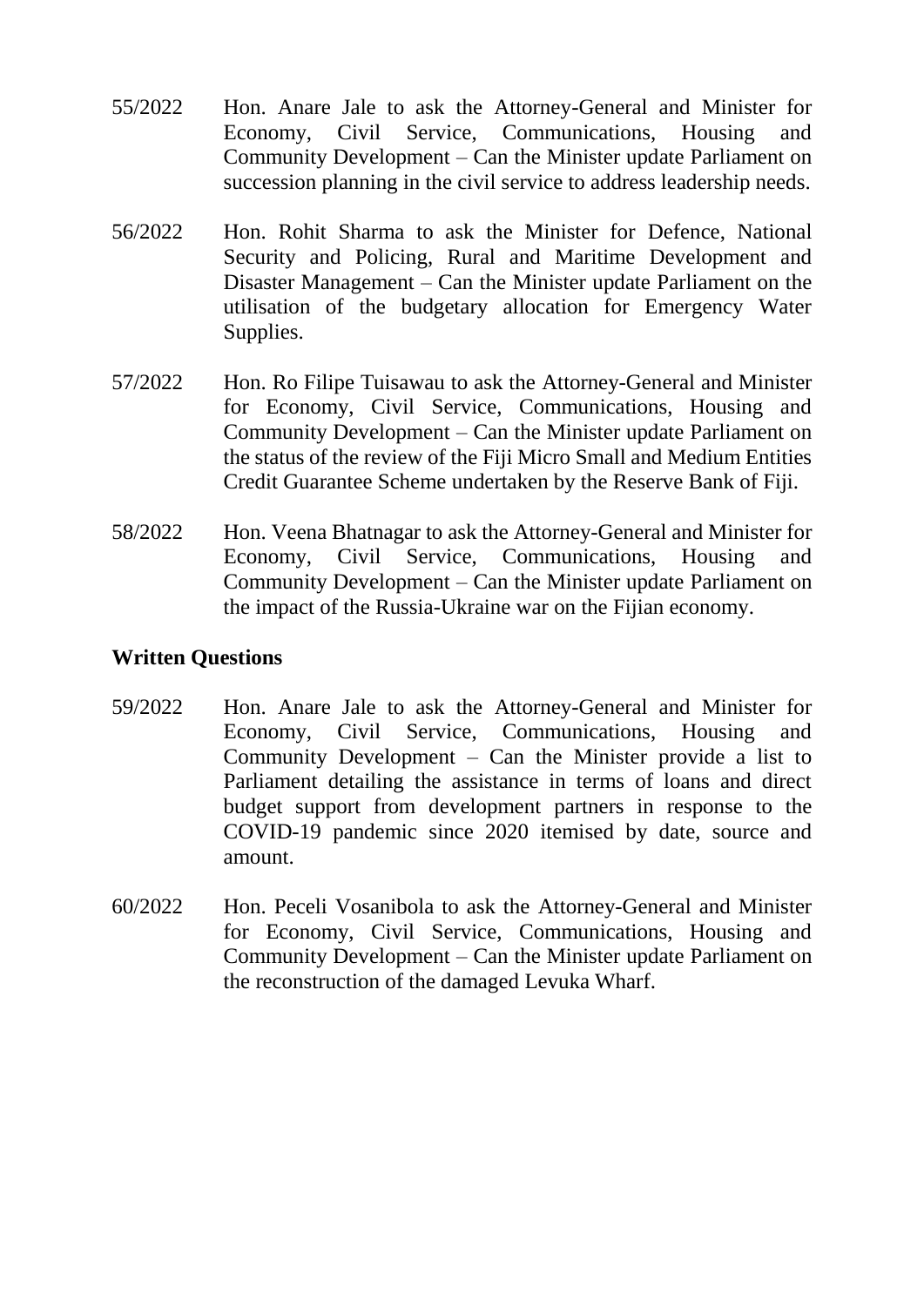55/2022 Hon. Anare Jale to ask the Attorney-General and Minister for Economy, Civil Service, Communications, Housing and Community Development – Can the Minister update Parliament on succession planning in the civil service to address leadership needs.

56/2022 Hon. Rohit Sharma to ask the Minister for Defence, National Security and Policing, Rural and Maritime Development and Disaster Management – Can the Minister update Parliament on the utilisation of the budgetary allocation for Emergency Water Supplies.

57/2022 Hon. Ro Filipe Tuisawau to ask the Attorney-General and Minister for Economy, Civil Service, Communications, Housing and Community Development – Can the Minister update Parliament on the status of the review of the Fiji Micro Small and Medium Entities Credit Guarantee Scheme undertaken by the Reserve Bank of Fiji.

58/2022 Hon. Veena Bhatnagar to ask the Attorney-General and Minister for Economy, Civil Service, Communications, Housing and Community Development – Can the Minister update Parliament on the impact of the Russia-Ukraine war on the Fijian economy.

**Written Questions**

59/2022 Hon. Anare Jale to ask the Attorney-General and Minister for Economy, Civil Service, Communications, Housing and Community Development – Can the Minister provide a list to Parliament detailing the assistance in terms of loans and direct budget support from development partners in response to the COVID-19 pandemic since 2020 itemised by date, source and amount.

60/2022 Hon. Peceli Vosanibola to ask the Attorney-General and Minister for Economy, Civil Service, Communications, Housing and Community Development – Can the Minister update Parliament on the reconstruction of the damaged Levuka Wharf.